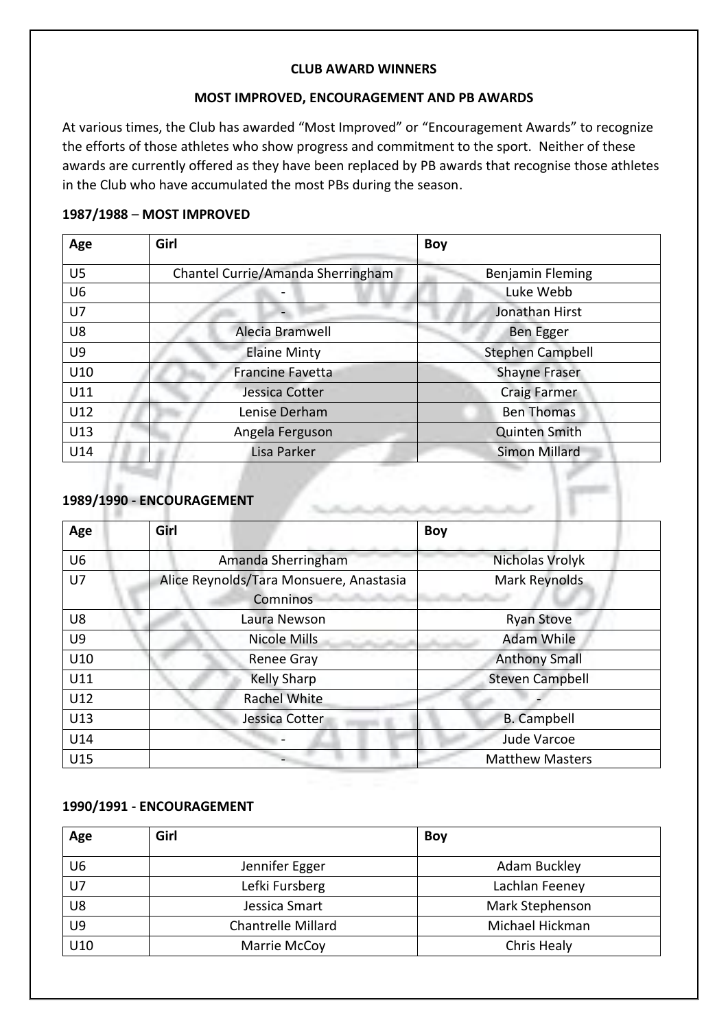## CLUB AWARD WINNERS

## MOST IMPROVED, ENCOURAGEMENT AND PB AWARDS

At various times, the Club has awarded "Most Improved" or "Encouragement Awards" to recognize the efforts of those athletes who show progress and commitment to the sport. Neither of these awards are currently offered as they have been replaced by PB awards that recognise those athletes in the Club who have accumulated the most PBs during the season.

### 1987/1988 – MOST IMPROVED

| Age | Girl | Boy |
|---|---|---|
| U5 | Chantel Currie/Amanda Sherringham | Benjamin Fleming |
| U6 | - | Luke Webb |
| U7 | - | Jonathan Hirst |
| U8 | Alecia Bramwell | Ben Egger |
| U9 | Elaine Minty | Stephen Campbell |
| U10 | Francine Favetta | Shayne Fraser |
| U11 | Jessica Cotter | Craig Farmer |
| U12 | Lenise Derham | Ben Thomas |
| U13 | Angela Ferguson | Quinten Smith |
| U14 | Lisa Parker | Simon Millard |

### 1989/1990 - ENCOURAGEMENT

| Age | Girl | Boy |
|---|---|---|
| U6 | Amanda Sherringham | Nicholas Vrolyk |
| U7 | Alice Reynolds/Tara Monsuere, Anastasia Comninos | Mark Reynolds |
| U8 | Laura Newson | Ryan Stove |
| U9 | Nicole Mills | Adam While |
| U10 | Renee Gray | Anthony Small |
| U11 | Kelly Sharp | Steven Campbell |
| U12 | Rachel White | - |
| U13 | Jessica Cotter | B. Campbell |
| U14 | - | Jude Varcoe |
| U15 | - | Matthew Masters |

### 1990/1991 - ENCOURAGEMENT

| Age | Girl | Boy |
|---|---|---|
| U6 | Jennifer Egger | Adam Buckley |
| U7 | Lefki Fursberg | Lachlan Feeney |
| U8 | Jessica Smart | Mark Stephenson |
| U9 | Chantrelle Millard | Michael Hickman |
| U10 | Marrie McCoy | Chris Healy |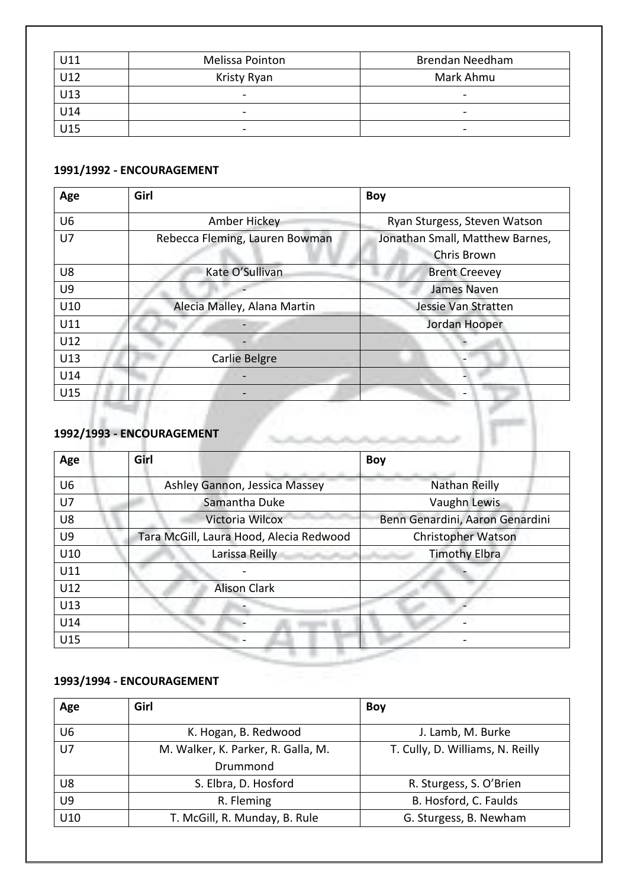| U11 | Melissa Pointon | Brendan Needham |
|---|---|---|
| U12 | Kristy Ryan | Mark Ahmu |
| U13 | - | - |
| U14 | - | - |
| U15 | - | - |

**1991/1992 - ENCOURAGEMENT**

| Age | Girl | Boy |
|---|---|---|
| U6 | Amber Hickey | Ryan Sturgess, Steven Watson |
| U7 | Rebecca Fleming, Lauren Bowman | Jonathan Small, Matthew Barnes, Chris Brown |
| U8 | Kate O'Sullivan | Brent Creevey |
| U9 | - | James Naven |
| U10 | Alecia Malley, Alana Martin | Jessie Van Stratten |
| U11 | - | Jordan Hooper |
| U12 | - | - |
| U13 | Carlie Belgre | - |
| U14 | - | - |
| U15 | - | - |

**1992/1993 - ENCOURAGEMENT**

| Age | Girl | Boy |
|---|---|---|
| U6 | Ashley Gannon, Jessica Massey | Nathan Reilly |
| U7 | Samantha Duke | Vaughn Lewis |
| U8 | Victoria Wilcox | Benn Genardini, Aaron Genardini |
| U9 | Tara McGill, Laura Hood, Alecia Redwood | Christopher Watson |
| U10 | Larissa Reilly | Timothy Elbra |
| U11 | - | - |
| U12 | Alison Clark | |
| U13 | - | - |
| U14 | - | - |
| U15 | - | - |

**1993/1994 - ENCOURAGEMENT**

| Age | Girl | Boy |
|---|---|---|
| U6 | K. Hogan, B. Redwood | J. Lamb, M. Burke |
| U7 | M. Walker, K. Parker, R. Galla, M. Drummond | T. Cully, D. Williams, N. Reilly |
| U8 | S. Elbra, D. Hosford | R. Sturgess, S. O'Brien |
| U9 | R. Fleming | B. Hosford, C. Faulds |
| U10 | T. McGill, R. Munday, B. Rule | G. Sturgess, B. Newham |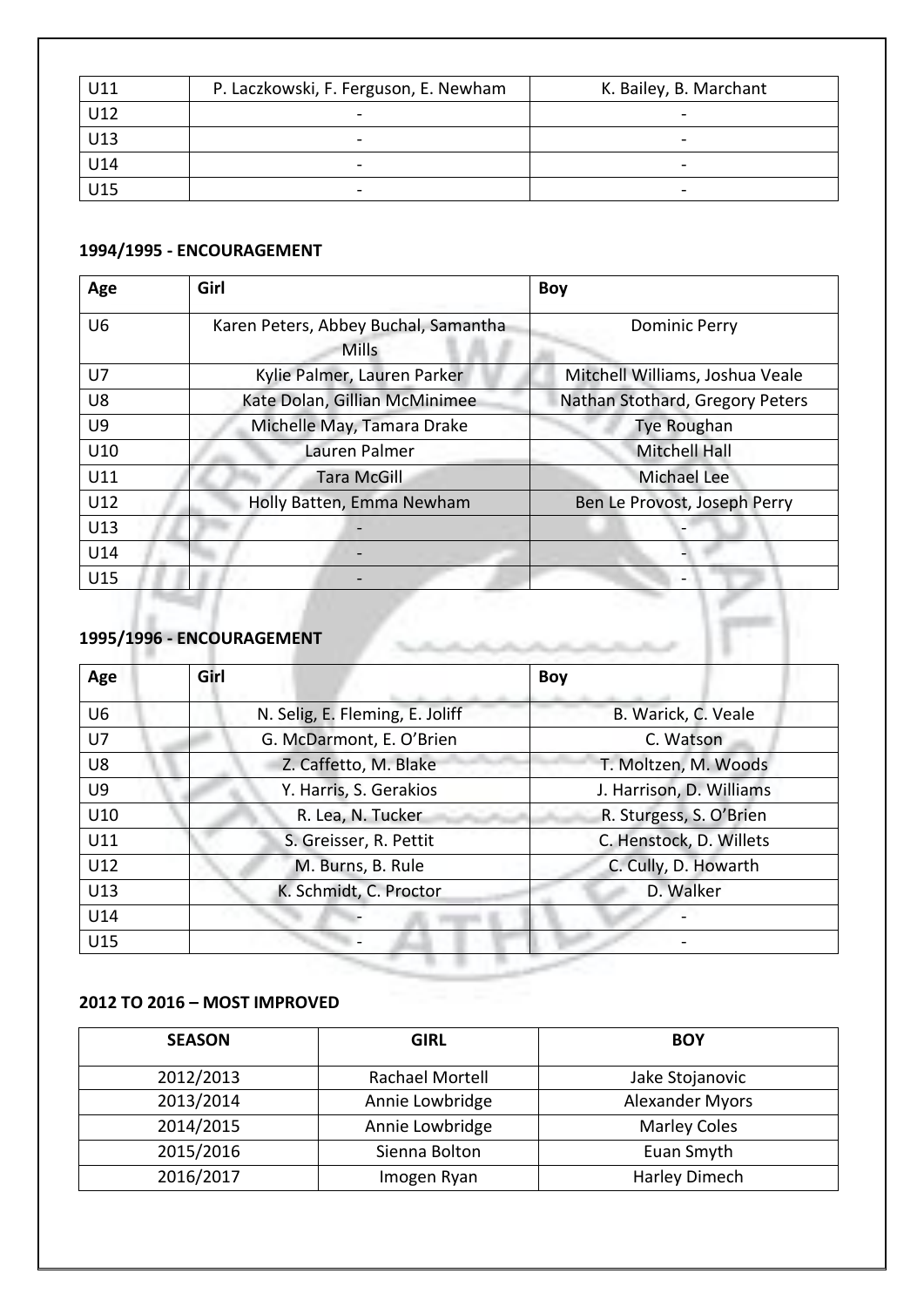| U11 | P. Laczkowski, F. Ferguson, E. Newham | K. Bailey, B. Marchant |
|---|---|---|
| U12 | - | - |
| U13 | - | - |
| U14 | - | - |
| U15 | - | - |

### 1994/1995 - ENCOURAGEMENT

| Age | Girl | Boy |
|---|---|---|
| U6 | Karen Peters, Abbey Buchal, Samantha Mills | Dominic Perry |
| U7 | Kylie Palmer, Lauren Parker | Mitchell Williams, Joshua Veale |
| U8 | Kate Dolan, Gillian McMinimee | Nathan Stothard, Gregory Peters |
| U9 | Michelle May, Tamara Drake | Tye Roughan |
| U10 | Lauren Palmer | Mitchell Hall |
| U11 | Tara McGill | Michael Lee |
| U12 | Holly Batten, Emma Newham | Ben Le Provost, Joseph Perry |
| U13 | - | - |
| U14 | - | - |
| U15 | - | - |

### 1995/1996 - ENCOURAGEMENT

| Age | Girl | Boy |
|---|---|---|
| U6 | N. Selig, E. Fleming, E. Joliff | B. Warick, C. Veale |
| U7 | G. McDarmont, E. O'Brien | C. Watson |
| U8 | Z. Caffetto, M. Blake | T. Moltzen, M. Woods |
| U9 | Y. Harris, S. Gerakios | J. Harrison, D. Williams |
| U10 | R. Lea, N. Tucker | R. Sturgess, S. O'Brien |
| U11 | S. Greisser, R. Pettit | C. Henstock, D. Willets |
| U12 | M. Burns, B. Rule | C. Cully, D. Howarth |
| U13 | K. Schmidt, C. Proctor | D. Walker |
| U14 | - | - |
| U15 | - | - |

### 2012 TO 2016 – MOST IMPROVED

| SEASON | GIRL | BOY |
|---|---|---|
| 2012/2013 | Rachael Mortell | Jake Stojanovic |
| 2013/2014 | Annie Lowbridge | Alexander Myors |
| 2014/2015 | Annie Lowbridge | Marley Coles |
| 2015/2016 | Sienna Bolton | Euan Smyth |
| 2016/2017 | Imogen Ryan | Harley Dimech |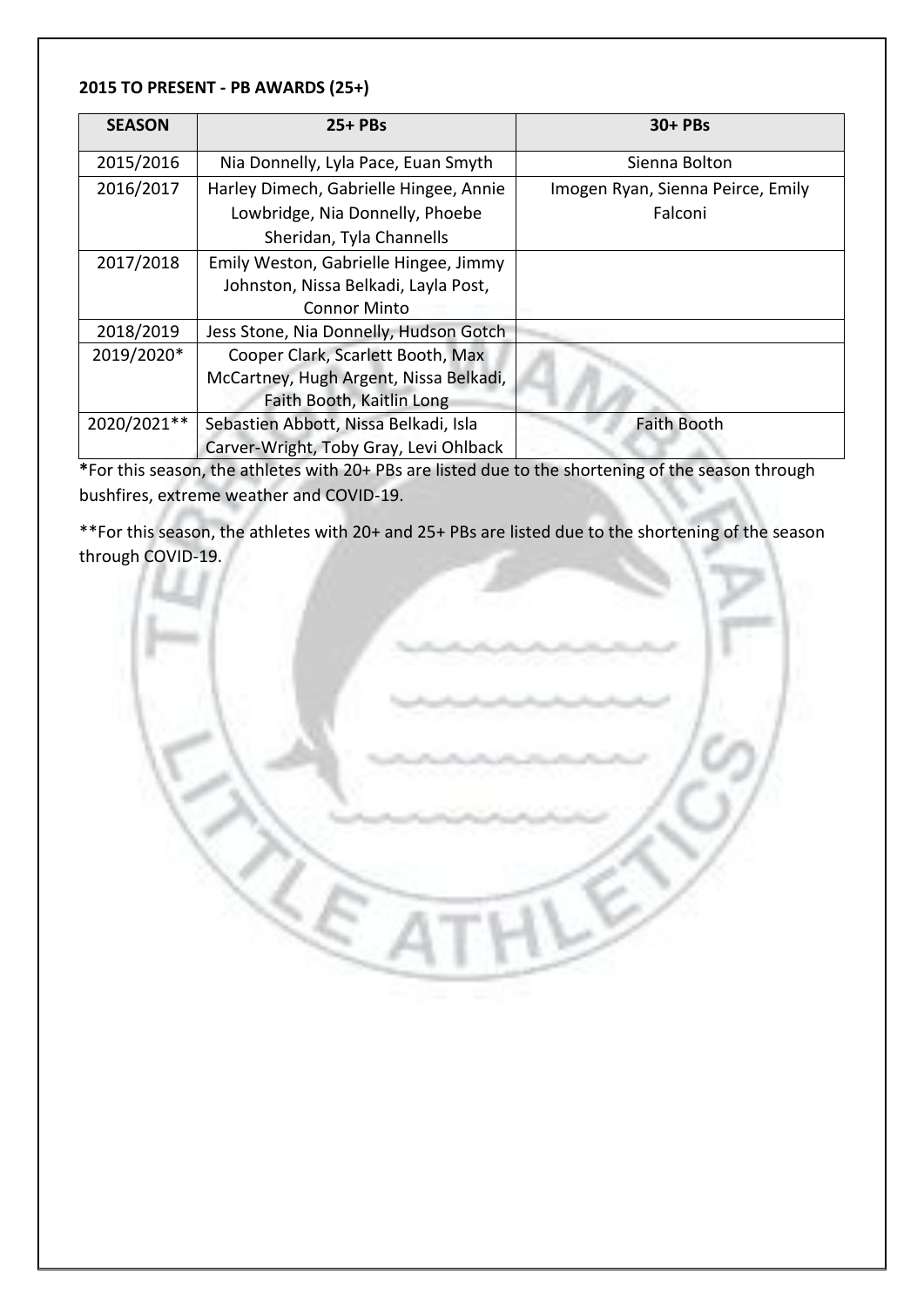**2015 TO PRESENT - PB AWARDS (25+)**

| SEASON | 25+ PBs | 30+ PBs |
|---|---|---|
| 2015/2016 | Nia Donnelly, Lyla Pace, Euan Smyth | Sienna Bolton |
| 2016/2017 | Harley Dimech, Gabrielle Hingee, Annie Lowbridge, Nia Donnelly, Phoebe Sheridan, Tyla Channells | Imogen Ryan, Sienna Peirce, Emily Falconi |
| 2017/2018 | Emily Weston, Gabrielle Hingee, Jimmy Johnston, Nissa Belkadi, Layla Post, Connor Minto | |
| 2018/2019 | Jess Stone, Nia Donnelly, Hudson Gotch | |
| 2019/2020* | Cooper Clark, Scarlett Booth, Max McCartney, Hugh Argent, Nissa Belkadi, Faith Booth, Kaitlin Long | |
| 2020/2021** | Sebastien Abbott, Nissa Belkadi, Isla Carver-Wright, Toby Gray, Levi Ohlback | Faith Booth |

**\***For this season, the athletes with 20+ PBs are listed due to the shortening of the season through bushfires, extreme weather and COVID-19.

**For this season, the athletes with 20+ and 25+ PBs are listed due to the shortening of the season through COVID-19.